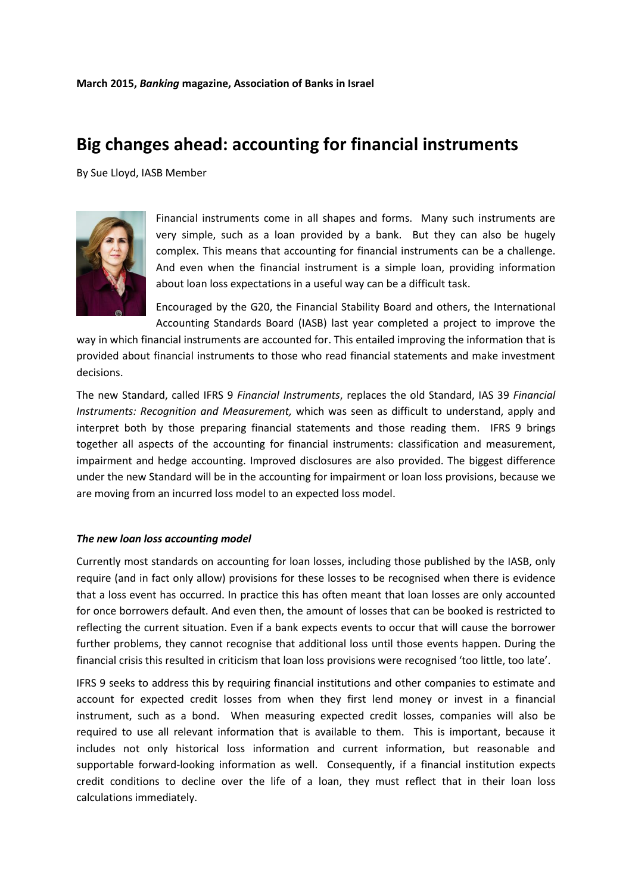**March 2015, *Banking* magazine, Association of Banks in Israel**

# Big changes ahead: accounting for financial instruments

By Sue Lloyd, IASB Member

Financial instruments come in all shapes and forms. Many such instruments are very simple, such as a loan provided by a bank. But they can also be hugely complex. This means that accounting for financial instruments can be a challenge. And even when the financial instrument is a simple loan, providing information about loan loss expectations in a useful way can be a difficult task.

Encouraged by the G20, the Financial Stability Board and others, the International Accounting Standards Board (IASB) last year completed a project to improve the way in which financial instruments are accounted for. This entailed improving the information that is provided about financial instruments to those who read financial statements and make investment decisions.

The new Standard, called IFRS 9 *Financial Instruments*, replaces the old Standard, IAS 39 *Financial Instruments: Recognition and Measurement,* which was seen as difficult to understand, apply and interpret both by those preparing financial statements and those reading them. IFRS 9 brings together all aspects of the accounting for financial instruments: classification and measurement, impairment and hedge accounting. Improved disclosures are also provided. The biggest difference under the new Standard will be in the accounting for impairment or loan loss provisions, because we are moving from an incurred loss model to an expected loss model.

***The new loan loss accounting model***

Currently most standards on accounting for loan losses, including those published by the IASB, only require (and in fact only allow) provisions for these losses to be recognised when there is evidence that a loss event has occurred. In practice this has often meant that loan losses are only accounted for once borrowers default. And even then, the amount of losses that can be booked is restricted to reflecting the current situation. Even if a bank expects events to occur that will cause the borrower further problems, they cannot recognise that additional loss until those events happen. During the financial crisis this resulted in criticism that loan loss provisions were recognised 'too little, too late'.

IFRS 9 seeks to address this by requiring financial institutions and other companies to estimate and account for expected credit losses from when they first lend money or invest in a financial instrument, such as a bond. When measuring expected credit losses, companies will also be required to use all relevant information that is available to them. This is important, because it includes not only historical loss information and current information, but reasonable and supportable forward-looking information as well. Consequently, if a financial institution expects credit conditions to decline over the life of a loan, they must reflect that in their loan loss calculations immediately.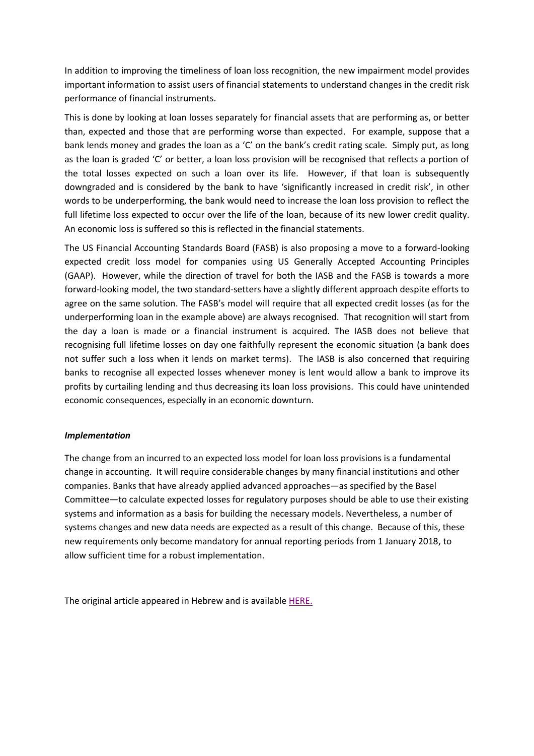In addition to improving the timeliness of loan loss recognition, the new impairment model provides important information to assist users of financial statements to understand changes in the credit risk performance of financial instruments.

This is done by looking at loan losses separately for financial assets that are performing as, or better than, expected and those that are performing worse than expected. For example, suppose that a bank lends money and grades the loan as a 'C' on the bank's credit rating scale. Simply put, as long as the loan is graded 'C' or better, a loan loss provision will be recognised that reflects a portion of the total losses expected on such a loan over its life. However, if that loan is subsequently downgraded and is considered by the bank to have 'significantly increased in credit risk', in other words to be underperforming, the bank would need to increase the loan loss provision to reflect the full lifetime loss expected to occur over the life of the loan, because of its new lower credit quality. An economic loss is suffered so this is reflected in the financial statements.

The US Financial Accounting Standards Board (FASB) is also proposing a move to a forward-looking expected credit loss model for companies using US Generally Accepted Accounting Principles (GAAP). However, while the direction of travel for both the IASB and the FASB is towards a more forward-looking model, the two standard-setters have a slightly different approach despite efforts to agree on the same solution. The FASB's model will require that all expected credit losses (as for the underperforming loan in the example above) are always recognised. That recognition will start from the day a loan is made or a financial instrument is acquired. The IASB does not believe that recognising full lifetime losses on day one faithfully represent the economic situation (a bank does not suffer such a loss when it lends on market terms). The IASB is also concerned that requiring banks to recognise all expected losses whenever money is lent would allow a bank to improve its profits by curtailing lending and thus decreasing its loan loss provisions. This could have unintended economic consequences, especially in an economic downturn.

***Implementation***

The change from an incurred to an expected loss model for loan loss provisions is a fundamental change in accounting. It will require considerable changes by many financial institutions and other companies. Banks that have already applied advanced approaches—as specified by the Basel Committee—to calculate expected losses for regulatory purposes should be able to use their existing systems and information as a basis for building the necessary models. Nevertheless, a number of systems changes and new data needs are expected as a result of this change. Because of this, these new requirements only become mandatory for annual reporting periods from 1 January 2018, to allow sufficient time for a robust implementation.

The original article appeared in Hebrew and is available HERE.